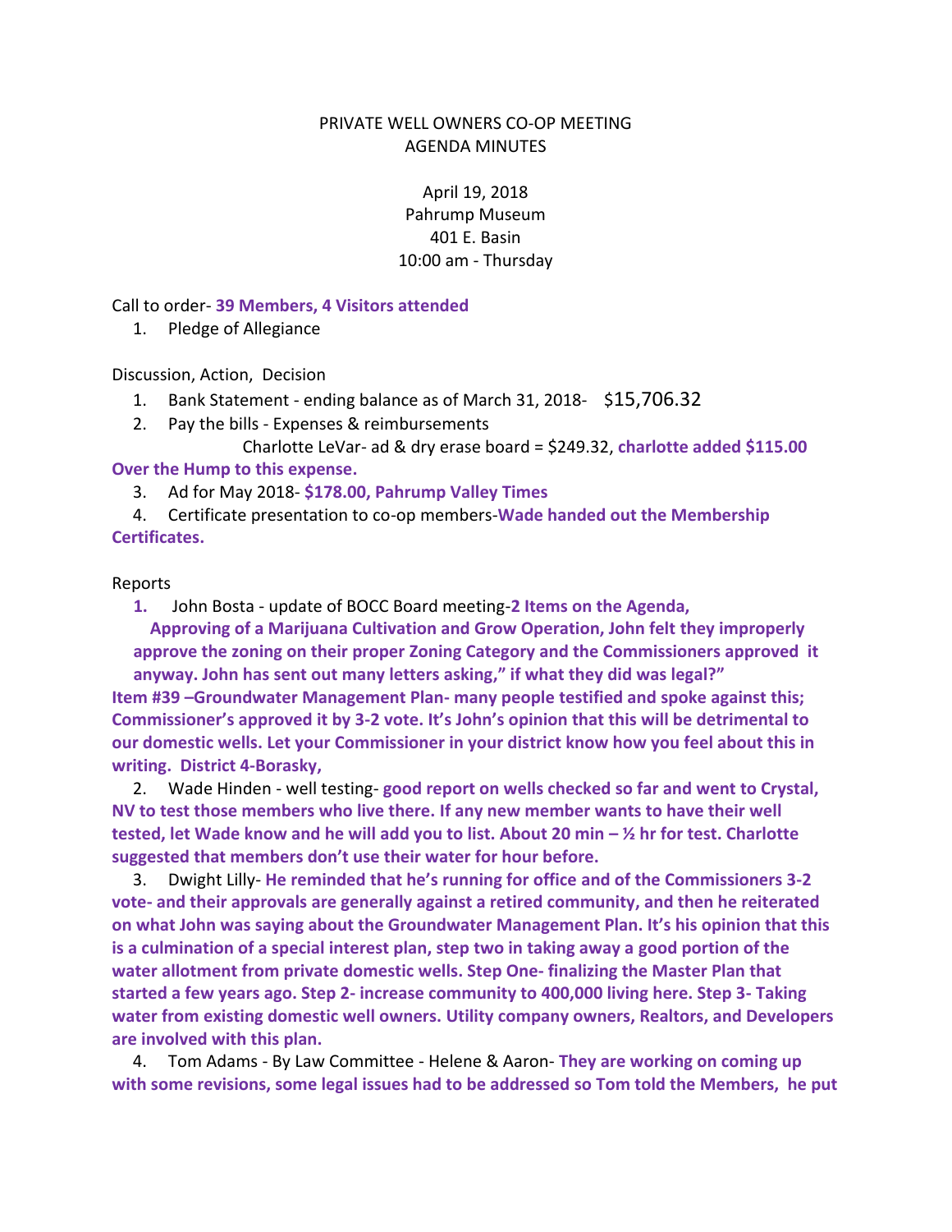PRIVATE WELL OWNERS CO-OP MEETING
AGENDA MINUTES

April 19, 2018
Pahrump Museum
401 E. Basin
10:00 am - Thursday

Call to order- **39 Members, 4 Visitors attended**

1. Pledge of Allegiance

Discussion, Action, Decision

1. Bank Statement - ending balance as of March 31, 2018- $15,706.32
2. Pay the bills - Expenses & reimbursements
   Charlotte LeVar- ad & dry erase board = $249.32, **charlotte added $115.00 Over the Hump to this expense.**
3. Ad for May 2018- **$178.00, Pahrump Valley Times**
4. Certificate presentation to co-op members-**Wade handed out the Membership Certificates.**

Reports

1. John Bosta - update of BOCC Board meeting-**2 Items on the Agenda, Approving of a Marijuana Cultivation and Grow Operation, John felt they improperly approve the zoning on their proper Zoning Category and the Commissioners approved it anyway. John has sent out many letters asking," if what they did was legal?"**
   **Item #39 –Groundwater Management Plan- many people testified and spoke against this; Commissioner's approved it by 3-2 vote. It's John's opinion that this will be detrimental to our domestic wells. Let your Commissioner in your district know how you feel about this in writing. District 4-Borasky,**
2. Wade Hinden - well testing- **good report on wells checked so far and went to Crystal, NV to test those members who live there. If any new member wants to have their well tested, let Wade know and he will add you to list. About 20 min – ½ hr for test. Charlotte suggested that members don't use their water for hour before.**
3. Dwight Lilly- **He reminded that he's running for office and of the Commissioners 3-2 vote- and their approvals are generally against a retired community, and then he reiterated on what John was saying about the Groundwater Management Plan. It's his opinion that this is a culmination of a special interest plan, step two in taking away a good portion of the water allotment from private domestic wells. Step One- finalizing the Master Plan that started a few years ago. Step 2- increase community to 400,000 living here. Step 3- Taking water from existing domestic well owners. Utility company owners, Realtors, and Developers are involved with this plan.**
4. Tom Adams - By Law Committee - Helene & Aaron- **They are working on coming up with some revisions, some legal issues had to be addressed so Tom told the Members, he put**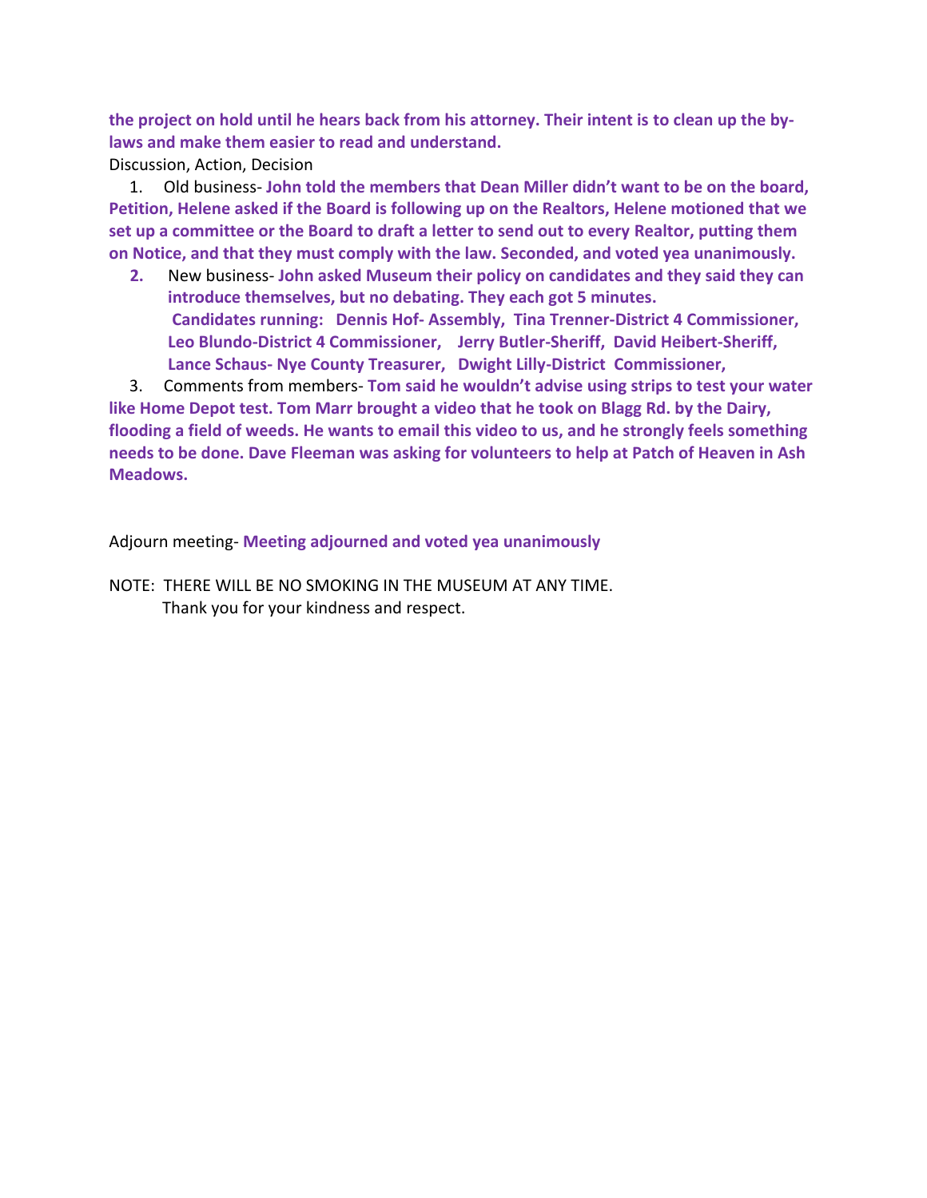**the project on hold until he hears back from his attorney. Their intent is to clean up the by-laws and make them easier to read and understand.**

Discussion, Action, Decision

1. Old business- **John told the members that Dean Miller didn't want to be on the board, Petition, Helene asked if the Board is following up on the Realtors, Helene motioned that we set up a committee or the Board to draft a letter to send out to every Realtor, putting them on Notice, and that they must comply with the law. Seconded, and voted yea unanimously.**
2. New business- **John asked Museum their policy on candidates and they said they can introduce themselves, but no debating. They each got 5 minutes.**
   **Candidates running: Dennis Hof- Assembly, Tina Trenner-District 4 Commissioner, Leo Blundo-District 4 Commissioner, Jerry Butler-Sheriff, David Heibert-Sheriff, Lance Schaus- Nye County Treasurer, Dwight Lilly-District Commissioner,**
3. Comments from members- **Tom said he wouldn't advise using strips to test your water like Home Depot test. Tom Marr brought a video that he took on Blagg Rd. by the Dairy, flooding a field of weeds. He wants to email this video to us, and he strongly feels something needs to be done. Dave Fleeman was asking for volunteers to help at Patch of Heaven in Ash Meadows.**

Adjourn meeting- **Meeting adjourned and voted yea unanimously**

NOTE: THERE WILL BE NO SMOKING IN THE MUSEUM AT ANY TIME.
Thank you for your kindness and respect.